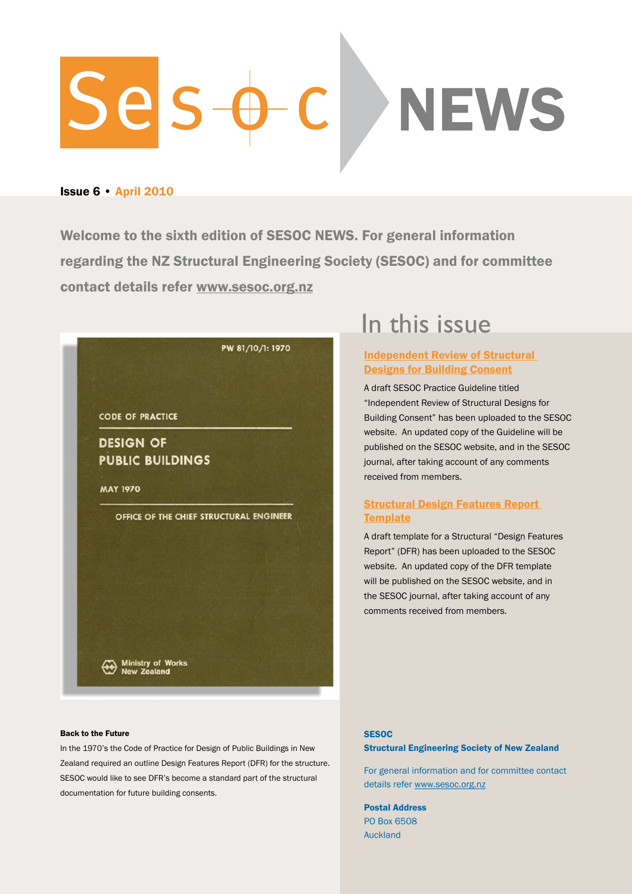# SESOC NEWS

**Issue 6** • **April 2010**

**Welcome to the sixth edition of SESOC NEWS. For general information regarding the NZ Structural Engineering Society (SESOC) and for committee contact details refer www.sesoc.org.nz**

PW 81/10/1: 1970

CODE OF PRACTICE

DESIGN OF PUBLIC BUILDINGS

MAY 1970

OFFICE OF THE CHIEF STRUCTURAL ENGINEER

Ministry of Works New Zealand

**Back to the Future**

In the 1970's the Code of Practice for Design of Public Buildings in New Zealand required an outline Design Features Report (DFR) for the structure. SESOC would like to see DFR's become a standard part of the structural documentation for future building consents.

## In this issue

### Independent Review of Structural Designs for Building Consent

A draft SESOC Practice Guideline titled "Independent Review of Structural Designs for Building Consent" has been uploaded to the SESOC website. An updated copy of the Guideline will be published on the SESOC website, and in the SESOC journal, after taking account of any comments received from members.

### Structural Design Features Report Template

A draft template for a Structural "Design Features Report" (DFR) has been uploaded to the SESOC website. An updated copy of the DFR template will be published on the SESOC website, and in the SESOC journal, after taking account of any comments received from members.

**SESOC**
**Structural Engineering Society of New Zealand**

For general information and for committee contact details refer www.sesoc.org.nz

**Postal Address**
PO Box 6508
Auckland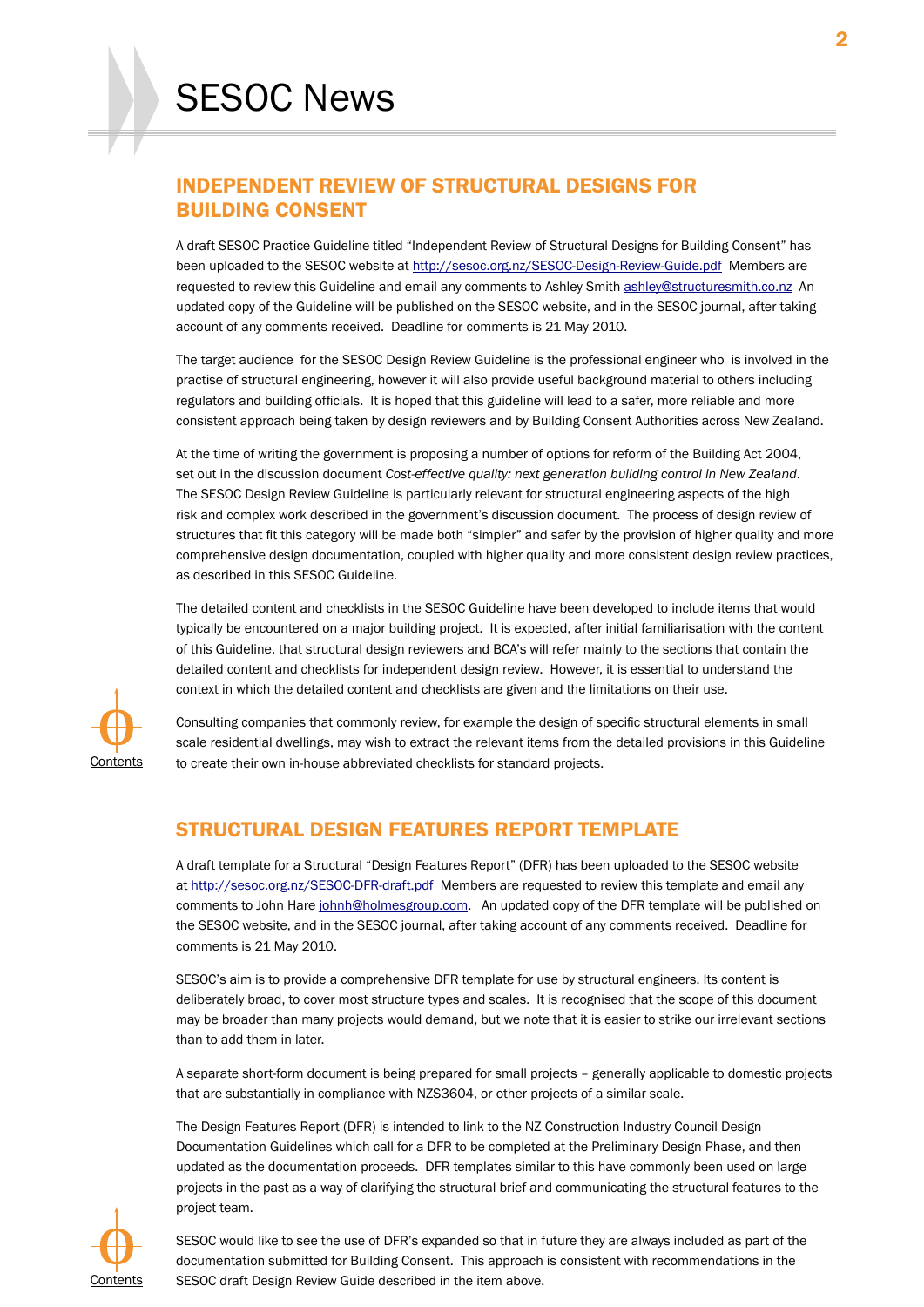# SESOC News

## INDEPENDENT REVIEW OF STRUCTURAL DESIGNS FOR BUILDING CONSENT

A draft SESOC Practice Guideline titled "Independent Review of Structural Designs for Building Consent" has been uploaded to the SESOC website at http://sesoc.org.nz/SESOC-Design-Review-Guide.pdf Members are requested to review this Guideline and email any comments to Ashley Smith ashley@structuresmith.co.nz An updated copy of the Guideline will be published on the SESOC website, and in the SESOC journal, after taking account of any comments received. Deadline for comments is 21 May 2010.

The target audience for the SESOC Design Review Guideline is the professional engineer who is involved in the practise of structural engineering, however it will also provide useful background material to others including regulators and building officials. It is hoped that this guideline will lead to a safer, more reliable and more consistent approach being taken by design reviewers and by Building Consent Authorities across New Zealand.

At the time of writing the government is proposing a number of options for reform of the Building Act 2004, set out in the discussion document *Cost-effective quality: next generation building control in New Zealand*. The SESOC Design Review Guideline is particularly relevant for structural engineering aspects of the high risk and complex work described in the government's discussion document. The process of design review of structures that fit this category will be made both "simpler" and safer by the provision of higher quality and more comprehensive design documentation, coupled with higher quality and more consistent design review practices, as described in this SESOC Guideline.

The detailed content and checklists in the SESOC Guideline have been developed to include items that would typically be encountered on a major building project. It is expected, after initial familiarisation with the content of this Guideline, that structural design reviewers and BCA's will refer mainly to the sections that contain the detailed content and checklists for independent design review. However, it is essential to understand the context in which the detailed content and checklists are given and the limitations on their use.

Consulting companies that commonly review, for example the design of specific structural elements in small scale residential dwellings, may wish to extract the relevant items from the detailed provisions in this Guideline to create their own in-house abbreviated checklists for standard projects.

Contents

## STRUCTURAL DESIGN FEATURES REPORT TEMPLATE

A draft template for a Structural "Design Features Report" (DFR) has been uploaded to the SESOC website at http://sesoc.org.nz/SESOC-DFR-draft.pdf Members are requested to review this template and email any comments to John Hare johnh@holmesgroup.com. An updated copy of the DFR template will be published on the SESOC website, and in the SESOC journal, after taking account of any comments received. Deadline for comments is 21 May 2010.

SESOC's aim is to provide a comprehensive DFR template for use by structural engineers. Its content is deliberately broad, to cover most structure types and scales. It is recognised that the scope of this document may be broader than many projects would demand, but we note that it is easier to strike our irrelevant sections than to add them in later.

A separate short-form document is being prepared for small projects – generally applicable to domestic projects that are substantially in compliance with NZS3604, or other projects of a similar scale.

The Design Features Report (DFR) is intended to link to the NZ Construction Industry Council Design Documentation Guidelines which call for a DFR to be completed at the Preliminary Design Phase, and then updated as the documentation proceeds. DFR templates similar to this have commonly been used on large projects in the past as a way of clarifying the structural brief and communicating the structural features to the project team.

SESOC would like to see the use of DFR's expanded so that in future they are always included as part of the documentation submitted for Building Consent. This approach is consistent with recommendations in the SESOC draft Design Review Guide described in the item above.

Contents